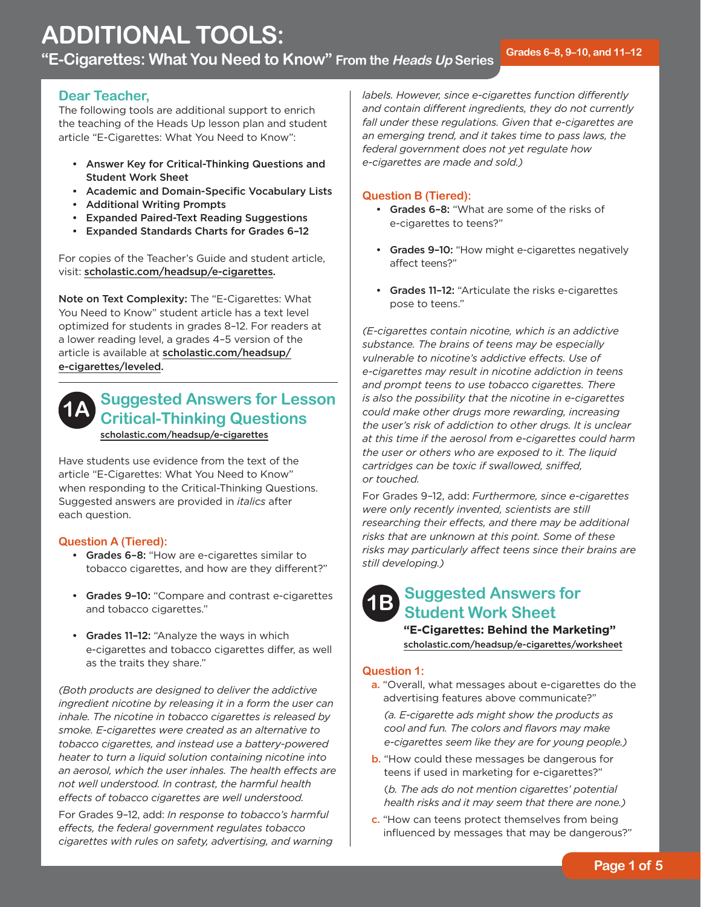# ADDITIONAL TOOLS:

## "E-Cigarettes: What You Need to Know" From the *Heads Up* Series

Grades 6–8, 9–10, and 11–12

### Dear Teacher,

The following tools are additional support to enrich the teaching of the Heads Up lesson plan and student article "E-Cigarettes: What You Need to Know":

- **Answer Key for Critical-Thinking Questions and Student Work Sheet**
- **Academic and Domain-Specific Vocabulary Lists**
- **Additional Writing Prompts**
- **Expanded Paired-Text Reading Suggestions**
- **Expanded Standards Charts for Grades 6–12**

For copies of the Teacher's Guide and student article, visit: **scholastic.com/headsup/e-cigarettes.**

**Note on Text Complexity:** The "E-Cigarettes: What You Need to Know" student article has a text level optimized for students in grades 8–12. For readers at a lower reading level, a grades 4–5 version of the article is available at **scholastic.com/headsup/e-cigarettes/leveled.**

## 1A Suggested Answers for Lesson Critical-Thinking Questions

scholastic.com/headsup/e-cigarettes

Have students use evidence from the text of the article "E-Cigarettes: What You Need to Know" when responding to the Critical-Thinking Questions. Suggested answers are provided in *italics* after each question.

### Question A (Tiered):

- **Grades 6–8:** "How are e-cigarettes similar to tobacco cigarettes, and how are they different?"
- **Grades 9–10:** "Compare and contrast e-cigarettes and tobacco cigarettes."
- **Grades 11–12:** "Analyze the ways in which e-cigarettes and tobacco cigarettes differ, as well as the traits they share."

*(Both products are designed to deliver the addictive ingredient nicotine by releasing it in a form the user can inhale. The nicotine in tobacco cigarettes is released by smoke. E-cigarettes were created as an alternative to tobacco cigarettes, and instead use a battery-powered heater to turn a liquid solution containing nicotine into an aerosol, which the user inhales. The health effects are not well understood. In contrast, the harmful health effects of tobacco cigarettes are well understood.*

For Grades 9–12, add: *In response to tobacco's harmful effects, the federal government regulates tobacco cigarettes with rules on safety, advertising, and warning labels. However, since e-cigarettes function differently and contain different ingredients, they do not currently fall under these regulations. Given that e-cigarettes are an emerging trend, and it takes time to pass laws, the federal government does not yet regulate how e-cigarettes are made and sold.)*

### Question B (Tiered):

- **Grades 6–8:** "What are some of the risks of e-cigarettes to teens?"
- **Grades 9–10:** "How might e-cigarettes negatively affect teens?"
- **Grades 11–12:** "Articulate the risks e-cigarettes pose to teens."

*(E-cigarettes contain nicotine, which is an addictive substance. The brains of teens may be especially vulnerable to nicotine's addictive effects. Use of e-cigarettes may result in nicotine addiction in teens and prompt teens to use tobacco cigarettes. There is also the possibility that the nicotine in e-cigarettes could make other drugs more rewarding, increasing the user's risk of addiction to other drugs. It is unclear at this time if the aerosol from e-cigarettes could harm the user or others who are exposed to it. The liquid cartridges can be toxic if swallowed, sniffed, or touched.*

For Grades 9–12, add: *Furthermore, since e-cigarettes were only recently invented, scientists are still researching their effects, and there may be additional risks that are unknown at this point. Some of these risks may particularly affect teens since their brains are still developing.)*

## 1B Suggested Answers for Student Work Sheet

**"E-Cigarettes: Behind the Marketing"**

scholastic.com/headsup/e-cigarettes/worksheet

### Question 1:

**a.** "Overall, what messages about e-cigarettes do the advertising features above communicate?"

*(a. E-cigarette ads might show the products as cool and fun. The colors and flavors may make e-cigarettes seem like they are for young people.)*

**b.** "How could these messages be dangerous for teens if used in marketing for e-cigarettes?"

*(b. The ads do not mention cigarettes' potential health risks and it may seem that there are none.)*

**c.** "How can teens protect themselves from being influenced by messages that may be dangerous?"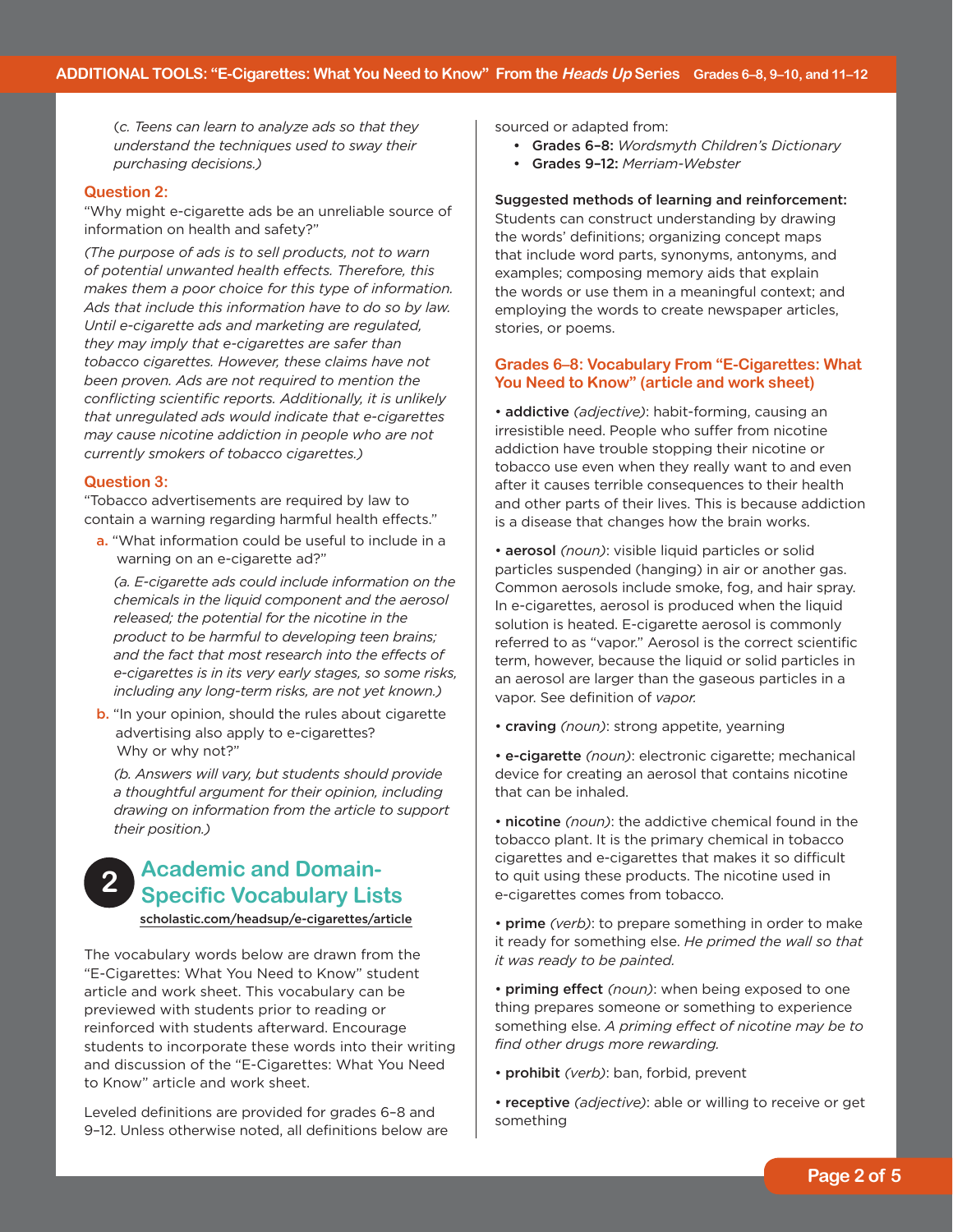*(c. Teens can learn to analyze ads so that they understand the techniques used to sway their purchasing decisions.)*

**Question 2:**

"Why might e-cigarette ads be an unreliable source of information on health and safety?"

*(The purpose of ads is to sell products, not to warn of potential unwanted health effects. Therefore, this makes them a poor choice for this type of information. Ads that include this information have to do so by law. Until e-cigarette ads and marketing are regulated, they may imply that e-cigarettes are safer than tobacco cigarettes. However, these claims have not been proven. Ads are not required to mention the conflicting scientific reports. Additionally, it is unlikely that unregulated ads would indicate that e-cigarettes may cause nicotine addiction in people who are not currently smokers of tobacco cigarettes.)*

**Question 3:**

"Tobacco advertisements are required by law to contain a warning regarding harmful health effects."

**a.** "What information could be useful to include in a warning on an e-cigarette ad?"

*(a. E-cigarette ads could include information on the chemicals in the liquid component and the aerosol released; the potential for the nicotine in the product to be harmful to developing teen brains; and the fact that most research into the effects of e-cigarettes is in its very early stages, so some risks, including any long-term risks, are not yet known.)*

**b.** "In your opinion, should the rules about cigarette advertising also apply to e-cigarettes? Why or why not?"

*(b. Answers will vary, but students should provide a thoughtful argument for their opinion, including drawing on information from the article to support their position.)*

## 2 Academic and Domain-Specific Vocabulary Lists

scholastic.com/headsup/e-cigarettes/article

The vocabulary words below are drawn from the "E-Cigarettes: What You Need to Know" student article and work sheet. This vocabulary can be previewed with students prior to reading or reinforced with students afterward. Encourage students to incorporate these words into their writing and discussion of the "E-Cigarettes: What You Need to Know" article and work sheet.

Leveled definitions are provided for grades 6–8 and 9–12. Unless otherwise noted, all definitions below are sourced or adapted from:

- **Grades 6–8:** *Wordsmyth Children's Dictionary*
- **Grades 9–12:** *Merriam-Webster*

**Suggested methods of learning and reinforcement:** Students can construct understanding by drawing the words' definitions; organizing concept maps that include word parts, synonyms, antonyms, and examples; composing memory aids that explain the words or use them in a meaningful context; and employing the words to create newspaper articles, stories, or poems.

### Grades 6–8: Vocabulary From "E-Cigarettes: What You Need to Know" (article and work sheet)

- **addictive** *(adjective)*: habit-forming, causing an irresistible need. People who suffer from nicotine addiction have trouble stopping their nicotine or tobacco use even when they really want to and even after it causes terrible consequences to their health and other parts of their lives. This is because addiction is a disease that changes how the brain works.

- **aerosol** *(noun)*: visible liquid particles or solid particles suspended (hanging) in air or another gas. Common aerosols include smoke, fog, and hair spray. In e-cigarettes, aerosol is produced when the liquid solution is heated. E-cigarette aerosol is commonly referred to as "vapor." Aerosol is the correct scientific term, however, because the liquid or solid particles in an aerosol are larger than the gaseous particles in a vapor. See definition of *vapor.*

- **craving** *(noun)*: strong appetite, yearning

- **e-cigarette** *(noun)*: electronic cigarette; mechanical device for creating an aerosol that contains nicotine that can be inhaled.

- **nicotine** *(noun)*: the addictive chemical found in the tobacco plant. It is the primary chemical in tobacco cigarettes and e-cigarettes that makes it so difficult to quit using these products. The nicotine used in e-cigarettes comes from tobacco.

- **prime** *(verb)*: to prepare something in order to make it ready for something else. *He primed the wall so that it was ready to be painted.*

- **priming effect** *(noun)*: when being exposed to one thing prepares someone or something to experience something else. *A priming effect of nicotine may be to find other drugs more rewarding.*

- **prohibit** *(verb)*: ban, forbid, prevent

- **receptive** *(adjective)*: able or willing to receive or get something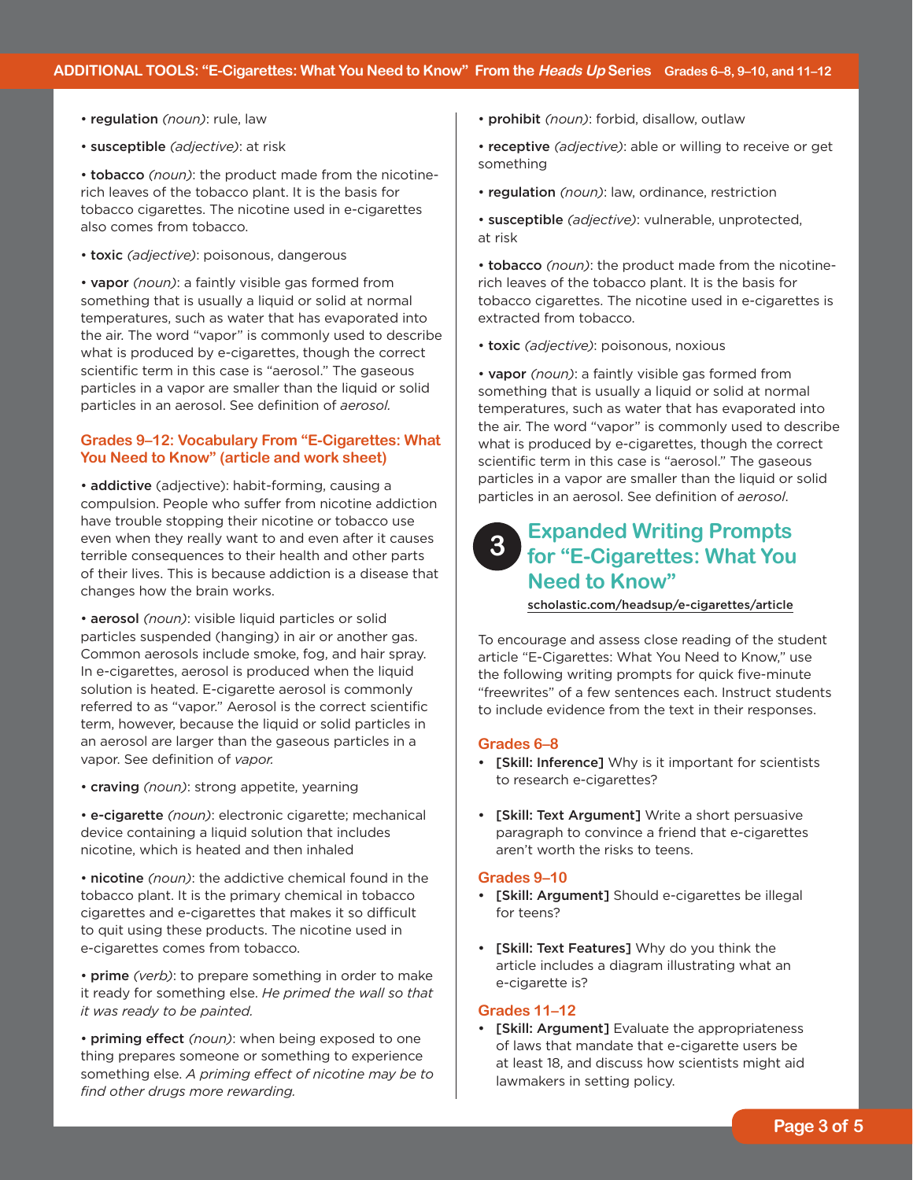- **regulation** *(noun)*: rule, law

- **susceptible** *(adjective)*: at risk

- **tobacco** *(noun)*: the product made from the nicotine-rich leaves of the tobacco plant. It is the basis for tobacco cigarettes. The nicotine used in e-cigarettes also comes from tobacco.

- **toxic** *(adjective)*: poisonous, dangerous

- **vapor** *(noun)*: a faintly visible gas formed from something that is usually a liquid or solid at normal temperatures, such as water that has evaporated into the air. The word "vapor" is commonly used to describe what is produced by e-cigarettes, though the correct scientific term in this case is "aerosol." The gaseous particles in a vapor are smaller than the liquid or solid particles in an aerosol. See definition of *aerosol.*

### Grades 9–12: Vocabulary From "E-Cigarettes: What You Need to Know" (article and work sheet)

- **addictive** (adjective): habit-forming, causing a compulsion. People who suffer from nicotine addiction have trouble stopping their nicotine or tobacco use even when they really want to and even after it causes terrible consequences to their health and other parts of their lives. This is because addiction is a disease that changes how the brain works.

- **aerosol** *(noun)*: visible liquid particles or solid particles suspended (hanging) in air or another gas. Common aerosols include smoke, fog, and hair spray. In e-cigarettes, aerosol is produced when the liquid solution is heated. E-cigarette aerosol is commonly referred to as "vapor." Aerosol is the correct scientific term, however, because the liquid or solid particles in an aerosol are larger than the gaseous particles in a vapor. See definition of *vapor.*

- **craving** *(noun)*: strong appetite, yearning

- **e-cigarette** *(noun)*: electronic cigarette; mechanical device containing a liquid solution that includes nicotine, which is heated and then inhaled

- **nicotine** *(noun)*: the addictive chemical found in the tobacco plant. It is the primary chemical in tobacco cigarettes and e-cigarettes that makes it so difficult to quit using these products. The nicotine used in e-cigarettes comes from tobacco.

- **prime** *(verb)*: to prepare something in order to make it ready for something else. *He primed the wall so that it was ready to be painted.*

- **priming effect** *(noun)*: when being exposed to one thing prepares someone or something to experience something else. *A priming effect of nicotine may be to find other drugs more rewarding.*

- **prohibit** *(noun)*: forbid, disallow, outlaw

- **receptive** *(adjective)*: able or willing to receive or get something

- **regulation** *(noun)*: law, ordinance, restriction

- **susceptible** *(adjective)*: vulnerable, unprotected, at risk

- **tobacco** *(noun)*: the product made from the nicotine-rich leaves of the tobacco plant. It is the basis for tobacco cigarettes. The nicotine used in e-cigarettes is extracted from tobacco.

- **toxic** *(adjective)*: poisonous, noxious

- **vapor** *(noun)*: a faintly visible gas formed from something that is usually a liquid or solid at normal temperatures, such as water that has evaporated into the air. The word "vapor" is commonly used to describe what is produced by e-cigarettes, though the correct scientific term in this case is "aerosol." The gaseous particles in a vapor are smaller than the liquid or solid particles in an aerosol. See definition of *aerosol.*

## 3 Expanded Writing Prompts for "E-Cigarettes: What You Need to Know"

scholastic.com/headsup/e-cigarettes/article

To encourage and assess close reading of the student article "E-Cigarettes: What You Need to Know," use the following writing prompts for quick five-minute "freewrites" of a few sentences each. Instruct students to include evidence from the text in their responses.

### Grades 6–8

- **[Skill: Inference]** Why is it important for scientists to research e-cigarettes?

- **[Skill: Text Argument]** Write a short persuasive paragraph to convince a friend that e-cigarettes aren't worth the risks to teens.

### Grades 9–10

- **[Skill: Argument]** Should e-cigarettes be illegal for teens?

- **[Skill: Text Features]** Why do you think the article includes a diagram illustrating what an e-cigarette is?

### Grades 11–12

- **[Skill: Argument]** Evaluate the appropriateness of laws that mandate that e-cigarette users be at least 18, and discuss how scientists might aid lawmakers in setting policy.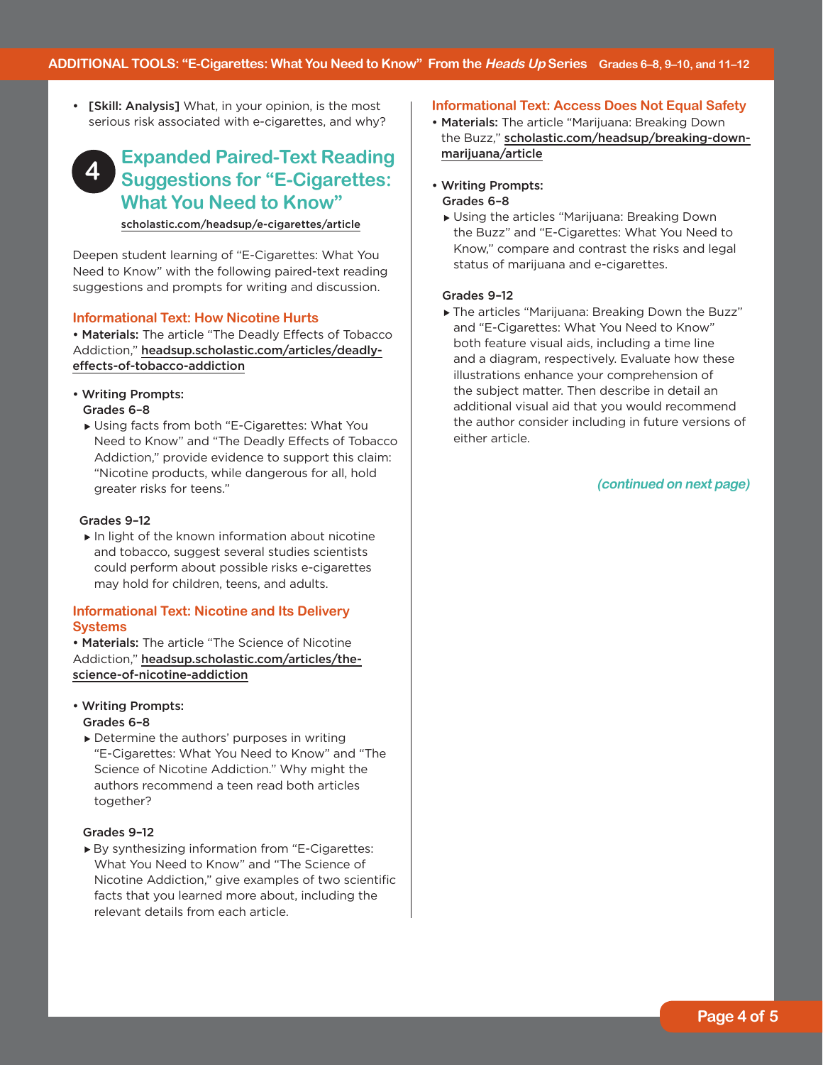- **[Skill: Analysis]** What, in your opinion, is the most serious risk associated with e-cigarettes, and why?

## 4 Expanded Paired-Text Reading Suggestions for "E-Cigarettes: What You Need to Know"

scholastic.com/headsup/e-cigarettes/article

Deepen student learning of "E-Cigarettes: What You Need to Know" with the following paired-text reading suggestions and prompts for writing and discussion.

### Informational Text: How Nicotine Hurts

- **Materials:** The article "The Deadly Effects of Tobacco Addiction," headsup.scholastic.com/articles/deadly-effects-of-tobacco-addiction

- **Writing Prompts:**

  **Grades 6–8**

  - Using facts from both "E-Cigarettes: What You Need to Know" and "The Deadly Effects of Tobacco Addiction," provide evidence to support this claim: "Nicotine products, while dangerous for all, hold greater risks for teens."

  **Grades 9–12**

  - In light of the known information about nicotine and tobacco, suggest several studies scientists could perform about possible risks e-cigarettes may hold for children, teens, and adults.

### Informational Text: Nicotine and Its Delivery Systems

- **Materials:** The article "The Science of Nicotine Addiction," headsup.scholastic.com/articles/the-science-of-nicotine-addiction

- **Writing Prompts:**

  **Grades 6–8**

  - Determine the authors' purposes in writing "E-Cigarettes: What You Need to Know" and "The Science of Nicotine Addiction." Why might the authors recommend a teen read both articles together?

  **Grades 9–12**

  - By synthesizing information from "E-Cigarettes: What You Need to Know" and "The Science of Nicotine Addiction," give examples of two scientific facts that you learned more about, including the relevant details from each article.

### Informational Text: Access Does Not Equal Safety

- **Materials:** The article "Marijuana: Breaking Down the Buzz," scholastic.com/headsup/breaking-down-marijuana/article

- **Writing Prompts:**

  **Grades 6–8**

  - Using the articles "Marijuana: Breaking Down the Buzz" and "E-Cigarettes: What You Need to Know," compare and contrast the risks and legal status of marijuana and e-cigarettes.

  **Grades 9–12**

  - The articles "Marijuana: Breaking Down the Buzz" and "E-Cigarettes: What You Need to Know" both feature visual aids, including a time line and a diagram, respectively. Evaluate how these illustrations enhance your comprehension of the subject matter. Then describe in detail an additional visual aid that you would recommend the author consider including in future versions of either article.

*(continued on next page)*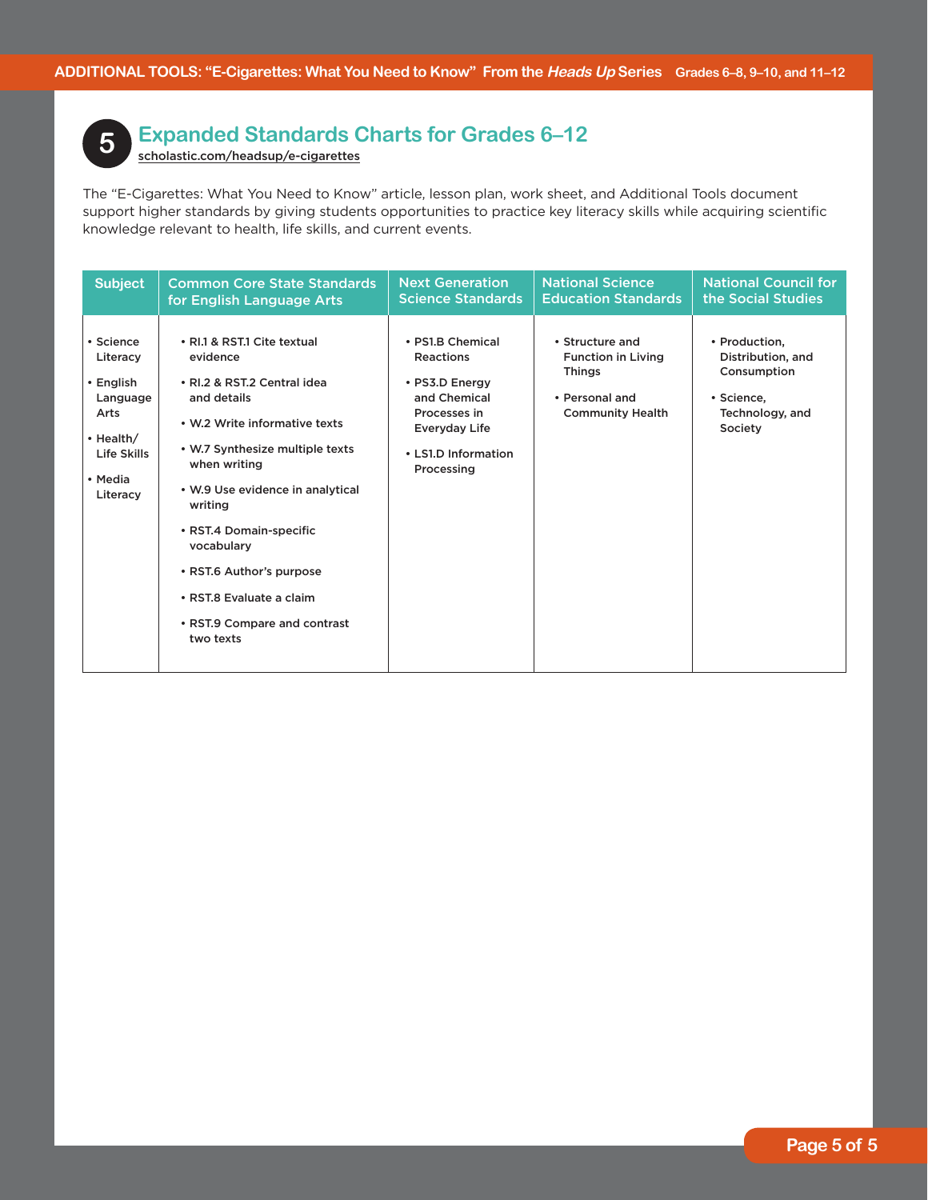## 5 Expanded Standards Charts for Grades 6–12

scholastic.com/headsup/e-cigarettes

The "E-Cigarettes: What You Need to Know" article, lesson plan, work sheet, and Additional Tools document support higher standards by giving students opportunities to practice key literacy skills while acquiring scientific knowledge relevant to health, life skills, and current events.

| Subject | Common Core State Standards for English Language Arts | Next Generation Science Standards | National Science Education Standards | National Council for the Social Studies |
|---|---|---|---|---|
| • Science Literacy<br>• English Language Arts<br>• Health/ Life Skills<br>• Media Literacy | • RI.1 & RST.1 Cite textual evidence<br>• RI.2 & RST.2 Central idea and details<br>• W.2 Write informative texts<br>• W.7 Synthesize multiple texts when writing<br>• W.9 Use evidence in analytical writing<br>• RST.4 Domain-specific vocabulary<br>• RST.6 Author's purpose<br>• RST.8 Evaluate a claim<br>• RST.9 Compare and contrast two texts | • PS1.B Chemical Reactions<br>• PS3.D Energy and Chemical Processes in Everyday Life<br>• LS1.D Information Processing | • Structure and Function in Living Things<br>• Personal and Community Health | • Production, Distribution, and Consumption<br>• Science, Technology, and Society |